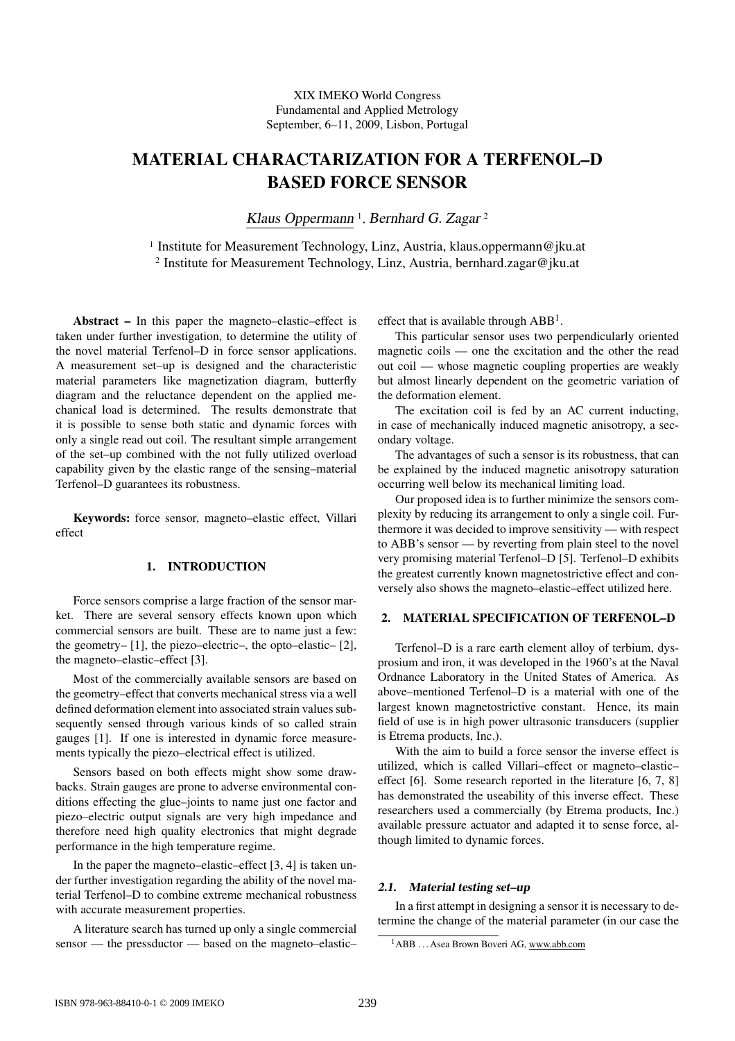XIX IMEKO World Congress
Fundamental and Applied Metrology
September, 6–11, 2009, Lisbon, Portugal

# MATERIAL CHARACTARIZATION FOR A TERFENOL–D BASED FORCE SENSOR

Klaus Oppermann [1], Bernhard G. Zagar [2]

[1] Institute for Measurement Technology, Linz, Austria, klaus.oppermann@jku.at
[2] Institute for Measurement Technology, Linz, Austria, bernhard.zagar@jku.at

**Abstract –** In this paper the magneto–elastic–effect is taken under further investigation, to determine the utility of the novel material Terfenol–D in force sensor applications. A measurement set–up is designed and the characteristic material parameters like magnetization diagram, butterfly diagram and the reluctance dependent on the applied mechanical load is determined. The results demonstrate that it is possible to sense both static and dynamic forces with only a single read out coil. The resultant simple arrangement of the set–up combined with the not fully utilized overload capability given by the elastic range of the sensing–material Terfenol–D guarantees its robustness.

**Keywords:** force sensor, magneto–elastic effect, Villari effect

## 1. INTRODUCTION

Force sensors comprise a large fraction of the sensor market. There are several sensory effects known upon which commercial sensors are built. These are to name just a few: the geometry– [1], the piezo–electric–, the opto–elastic– [2], the magneto–elastic–effect [3].

Most of the commercially available sensors are based on the geometry–effect that converts mechanical stress via a well defined deformation element into associated strain values subsequently sensed through various kinds of so called strain gauges [1]. If one is interested in dynamic force measurements typically the piezo–electrical effect is utilized.

Sensors based on both effects might show some drawbacks. Strain gauges are prone to adverse environmental conditions effecting the glue–joints to name just one factor and piezo–electric output signals are very high impedance and therefore need high quality electronics that might degrade performance in the high temperature regime.

In the paper the magneto–elastic–effect [3, 4] is taken under further investigation regarding the ability of the novel material Terfenol–D to combine extreme mechanical robustness with accurate measurement properties.

A literature search has turned up only a single commercial sensor — the pressductor — based on the magneto–elastic–effect that is available through ABB[1].

This particular sensor uses two perpendicularly oriented magnetic coils — one the excitation and the other the read out coil — whose magnetic coupling properties are weakly but almost linearly dependent on the geometric variation of the deformation element.

The excitation coil is fed by an AC current inducting, in case of mechanically induced magnetic anisotropy, a secondary voltage.

The advantages of such a sensor is its robustness, that can be explained by the induced magnetic anisotropy saturation occurring well below its mechanical limiting load.

Our proposed idea is to further minimize the sensors complexity by reducing its arrangement to only a single coil. Furthermore it was decided to improve sensitivity — with respect to ABB's sensor — by reverting from plain steel to the novel very promising material Terfenol–D [5]. Terfenol–D exhibits the greatest currently known magnetostrictive effect and conversely also shows the magneto–elastic–effect utilized here.

## 2. MATERIAL SPECIFICATION OF TERFENOL–D

Terfenol–D is a rare earth element alloy of terbium, dysprosium and iron, it was developed in the 1960's at the Naval Ordnance Laboratory in the United States of America. As above–mentioned Terfenol–D is a material with one of the largest known magnetostrictive constant. Hence, its main field of use is in high power ultrasonic transducers (supplier is Etrema products, Inc.).

With the aim to build a force sensor the inverse effect is utilized, which is called Villari–effect or magneto–elastic–effect [6]. Some research reported in the literature [6, 7, 8] has demonstrated the useability of this inverse effect. These researchers used a commercially (by Etrema products, Inc.) available pressure actuator and adapted it to sense force, although limited to dynamic forces.

### 2.1. Material testing set–up

In a first attempt in designing a sensor it is necessary to determine the change of the material parameter (in our case the

[1] ABB . . . Asea Brown Boveri AG, www.abb.com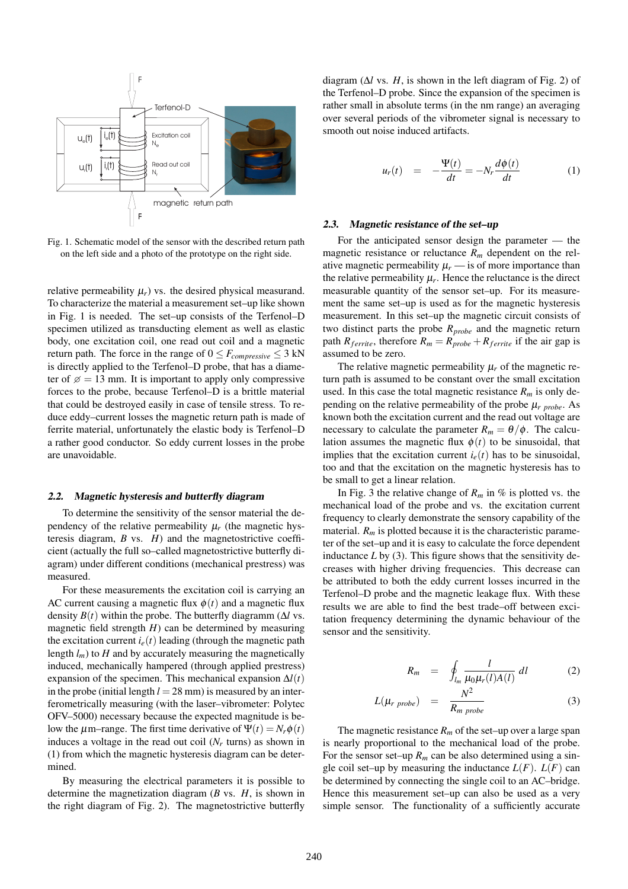Fig. 1. Schematic model of the sensor with the described return path on the left side and a photo of the prototype on the right side.

relative permeability $\mu_r$) vs. the desired physical measurand. To characterize the material a measurement set–up like shown in Fig. 1 is needed. The set–up consists of the Terfenol–D specimen utilized as transducting element as well as elastic body, one excitation coil, one read out coil and a magnetic return path. The force in the range of $0 \leq F_{compressive} \leq 3$ kN is directly applied to the Terfenol–D probe, that has a diameter of $\varnothing = 13$ mm. It is important to apply only compressive forces to the probe, because Terfenol–D is a brittle material that could be destroyed easily in case of tensile stress. To reduce eddy–current losses the magnetic return path is made of ferrite material, unfortunately the elastic body is Terfenol–D a rather good conductor. So eddy current losses in the probe are unavoidable.

### 2.2. Magnetic hysteresis and butterfly diagram

To determine the sensitivity of the sensor material the dependency of the relative permeability $\mu_r$ (the magnetic hysteresis diagram, $B$ vs. $H$) and the magnetostrictive coefficient (actually the full so–called magnetostrictive butterfly diagram) under different conditions (mechanical prestress) was measured.

For these measurements the excitation coil is carrying an AC current causing a magnetic flux $\phi(t)$ and a magnetic flux density $B(t)$ within the probe. The butterfly diagramm ($\Delta l$ vs. magnetic field strength $H$) can be determined by measuring the excitation current $i_e(t)$ leading (through the magnetic path length $l_m$) to $H$ and by accurately measuring the magnetically induced, mechanically hampered (through applied prestress) expansion of the specimen. This mechanical expansion $\Delta l(t)$ in the probe (initial length $l = 28$ mm) is measured by an interferometrically measuring (with the laser–vibrometer: Polytec OFV–5000) necessary because the expected magnitude is below the $\mu$m–range. The first time derivative of $\Psi(t) = N_r\phi(t)$ induces a voltage in the read out coil ($N_r$ turns) as shown in (1) from which the magnetic hysteresis diagram can be determined.

By measuring the electrical parameters it is possible to determine the magnetization diagram ($B$ vs. $H$, is shown in the right diagram of Fig. 2). The magnetostrictive butterfly diagram ($\Delta l$ vs. $H$, is shown in the left diagram of Fig. 2) of the Terfenol–D probe. Since the expansion of the specimen is rather small in absolute terms (in the nm range) an averaging over several periods of the vibrometer signal is necessary to smooth out noise induced artifacts.

$$u_r(t) = -\frac{\Psi(t)}{dt} = -N_r\frac{d\phi(t)}{dt} \qquad (1)$$

### 2.3. Magnetic resistance of the set–up

For the anticipated sensor design the parameter — the magnetic resistance or reluctance $R_m$ dependent on the relative magnetic permeability $\mu_r$ — is of more importance than the relative permeability $\mu_r$. Hence the reluctance is the direct measurable quantity of the sensor set–up. For its measurement the same set–up is used as for the magnetic hysteresis measurement. In this set–up the magnetic circuit consists of two distinct parts the probe $R_{probe}$ and the magnetic return path $R_{ferrite}$, therefore $R_m = R_{probe} + R_{ferrite}$ if the air gap is assumed to be zero.

The relative magnetic permeability $\mu_r$ of the magnetic return path is assumed to be constant over the small excitation used. In this case the total magnetic resistance $R_m$ is only depending on the relative permeability of the probe $\mu_{r\ probe}$. As known both the excitation current and the read out voltage are necessary to calculate the parameter $R_m = \theta/\phi$. The calculation assumes the magnetic flux $\phi(t)$ to be sinusoidal, that implies that the excitation current $i_e(t)$ has to be sinusoidal, too and that the excitation on the magnetic hysteresis has to be small to get a linear relation.

In Fig. 3 the relative change of $R_m$ in % is plotted vs. the mechanical load of the probe and vs. the excitation current frequency to clearly demonstrate the sensory capability of the material. $R_m$ is plotted because it is the characteristic parameter of the set–up and it is easy to calculate the force dependent inductance $L$ by (3). This figure shows that the sensitivity decreases with higher driving frequencies. This decrease can be attributed to both the eddy current losses incurred in the Terfenol–D probe and the magnetic leakage flux. With these results we are able to find the best trade–off between excitation frequency determining the dynamic behaviour of the sensor and the sensitivity.

$$R_m = \oint_{l_m} \frac{l}{\mu_0\mu_r(l)A(l)}\,dl \qquad (2)$$

$$L(\mu_{r\ probe}) = \frac{N^2}{R_{m\ probe}} \qquad (3)$$

The magnetic resistance $R_m$ of the set–up over a large span is nearly proportional to the mechanical load of the probe. For the sensor set–up $R_m$ can be also determined using a single coil set–up by measuring the inductance $L(F)$. $L(F)$ can be determined by connecting the single coil to an AC–bridge. Hence this measurement set–up can also be used as a very simple sensor. The functionality of a sufficiently accurate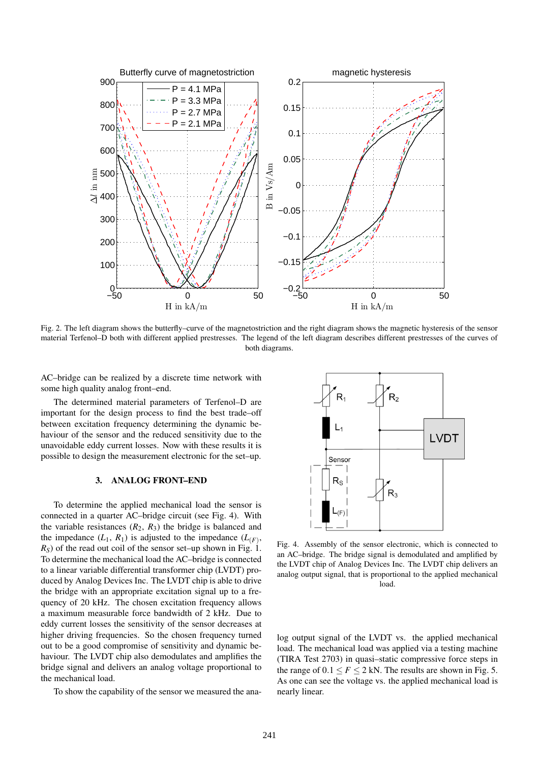Fig. 2. The left diagram shows the butterfly–curve of the magnetostriction and the right diagram shows the magnetic hysteresis of the sensor material Terfenol–D both with different applied prestresses. The legend of the left diagram describes different prestresses of the curves of both diagrams.

AC–bridge can be realized by a discrete time network with some high quality analog front–end.

The determined material parameters of Terfenol–D are important for the design process to find the best trade–off between excitation frequency determining the dynamic behaviour of the sensor and the reduced sensitivity due to the unavoidable eddy current losses. Now with these results it is possible to design the measurement electronic for the set–up.

## 3. ANALOG FRONT–END

To determine the applied mechanical load the sensor is connected in a quarter AC–bridge circuit (see Fig. 4). With the variable resistances ($R_2$, $R_3$) the bridge is balanced and the impedance ($L_1$, $R_1$) is adjusted to the impedance ($L_{(F)}$, $R_S$) of the read out coil of the sensor set–up shown in Fig. 1. To determine the mechanical load the AC–bridge is connected to a linear variable differential transformer chip (LVDT) produced by Analog Devices Inc. The LVDT chip is able to drive the bridge with an appropriate excitation signal up to a frequency of 20 kHz. The chosen excitation frequency allows a maximum measurable force bandwidth of 2 kHz. Due to eddy current losses the sensitivity of the sensor decreases at higher driving frequencies. So the chosen frequency turned out to be a good compromise of sensitivity and dynamic behaviour. The LVDT chip also demodulates and amplifies the bridge signal and delivers an analog voltage proportional to the mechanical load.

Fig. 4. Assembly of the sensor electronic, which is connected to an AC–bridge. The bridge signal is demodulated and amplified by the LVDT chip of Analog Devices Inc. The LVDT chip delivers an analog output signal, that is proportional to the applied mechanical load.

To show the capability of the sensor we measured the analog output signal of the LVDT vs. the applied mechanical load. The mechanical load was applied via a testing machine (TIRA Test 2703) in quasi–static compressive force steps in the range of $0.1 \leq F \leq 2$ kN. The results are shown in Fig. 5. As one can see the voltage vs. the applied mechanical load is nearly linear.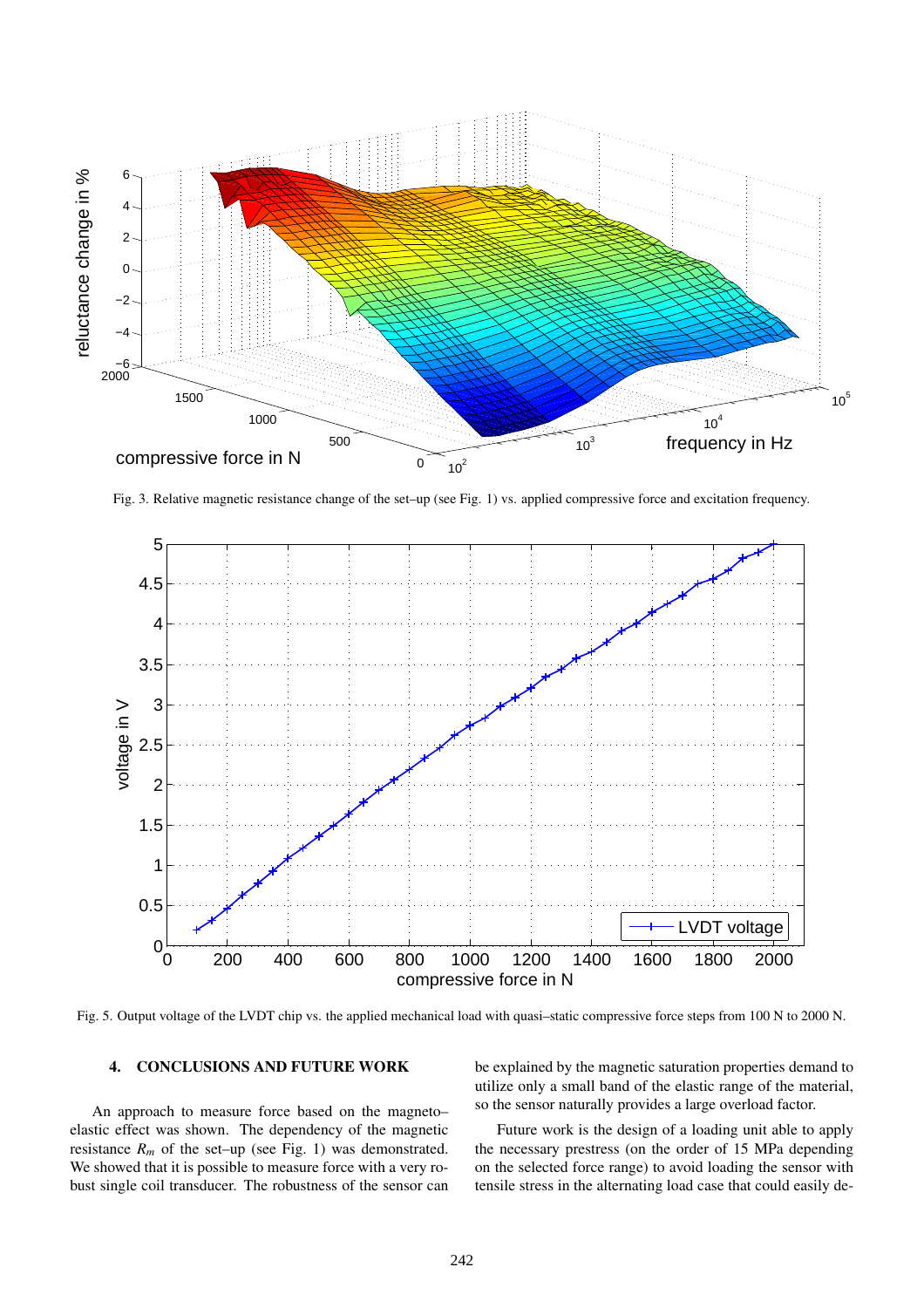Fig. 3. Relative magnetic resistance change of the set–up (see Fig. 1) vs. applied compressive force and excitation frequency.

Fig. 5. Output voltage of the LVDT chip vs. the applied mechanical load with quasi–static compressive force steps from 100 N to 2000 N.

## 4. CONCLUSIONS AND FUTURE WORK

An approach to measure force based on the magneto–elastic effect was shown. The dependency of the magnetic resistance $R_m$ of the set–up (see Fig. 1) was demonstrated. We showed that it is possible to measure force with a very robust single coil transducer. The robustness of the sensor can be explained by the magnetic saturation properties demand to utilize only a small band of the elastic range of the material, so the sensor naturally provides a large overload factor.

Future work is the design of a loading unit able to apply the necessary prestress (on the order of 15 MPa depending on the selected force range) to avoid loading the sensor with tensile stress in the alternating load case that could easily de-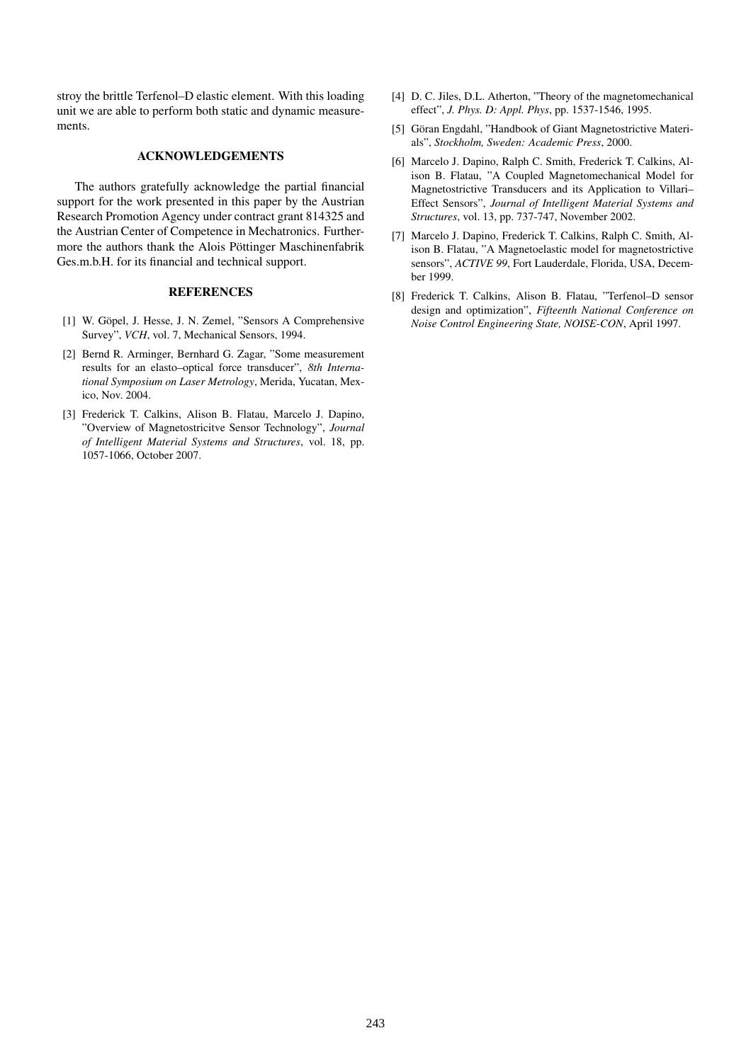stroy the brittle Terfenol–D elastic element. With this loading unit we are able to perform both static and dynamic measurements.

## ACKNOWLEDGEMENTS

The authors gratefully acknowledge the partial financial support for the work presented in this paper by the Austrian Research Promotion Agency under contract grant 814325 and the Austrian Center of Competence in Mechatronics. Furthermore the authors thank the Alois Pöttinger Maschinenfabrik Ges.m.b.H. for its financial and technical support.

## REFERENCES

[1] W. Göpel, J. Hesse, J. N. Zemel, "Sensors A Comprehensive Survey", *VCH*, vol. 7, Mechanical Sensors, 1994.

[2] Bernd R. Arminger, Bernhard G. Zagar, "Some measurement results for an elasto–optical force transducer", *8th International Symposium on Laser Metrology*, Merida, Yucatan, Mexico, Nov. 2004.

[3] Frederick T. Calkins, Alison B. Flatau, Marcelo J. Dapino, "Overview of Magnetostricitve Sensor Technology", *Journal of Intelligent Material Systems and Structures*, vol. 18, pp. 1057-1066, October 2007.

[4] D. C. Jiles, D.L. Atherton, "Theory of the magnetomechanical effect", *J. Phys. D: Appl. Phys*, pp. 1537-1546, 1995.

[5] Göran Engdahl, "Handbook of Giant Magnetostrictive Materials", *Stockholm, Sweden: Academic Press*, 2000.

[6] Marcelo J. Dapino, Ralph C. Smith, Frederick T. Calkins, Alison B. Flatau, "A Coupled Magnetomechanical Model for Magnetostrictive Transducers and its Application to Villari–Effect Sensors", *Journal of Intelligent Material Systems and Structures*, vol. 13, pp. 737-747, November 2002.

[7] Marcelo J. Dapino, Frederick T. Calkins, Ralph C. Smith, Alison B. Flatau, "A Magnetoelastic model for magnetostrictive sensors", *ACTIVE 99*, Fort Lauderdale, Florida, USA, December 1999.

[8] Frederick T. Calkins, Alison B. Flatau, "Terfenol–D sensor design and optimization", *Fifteenth National Conference on Noise Control Engineering State, NOISE-CON*, April 1997.